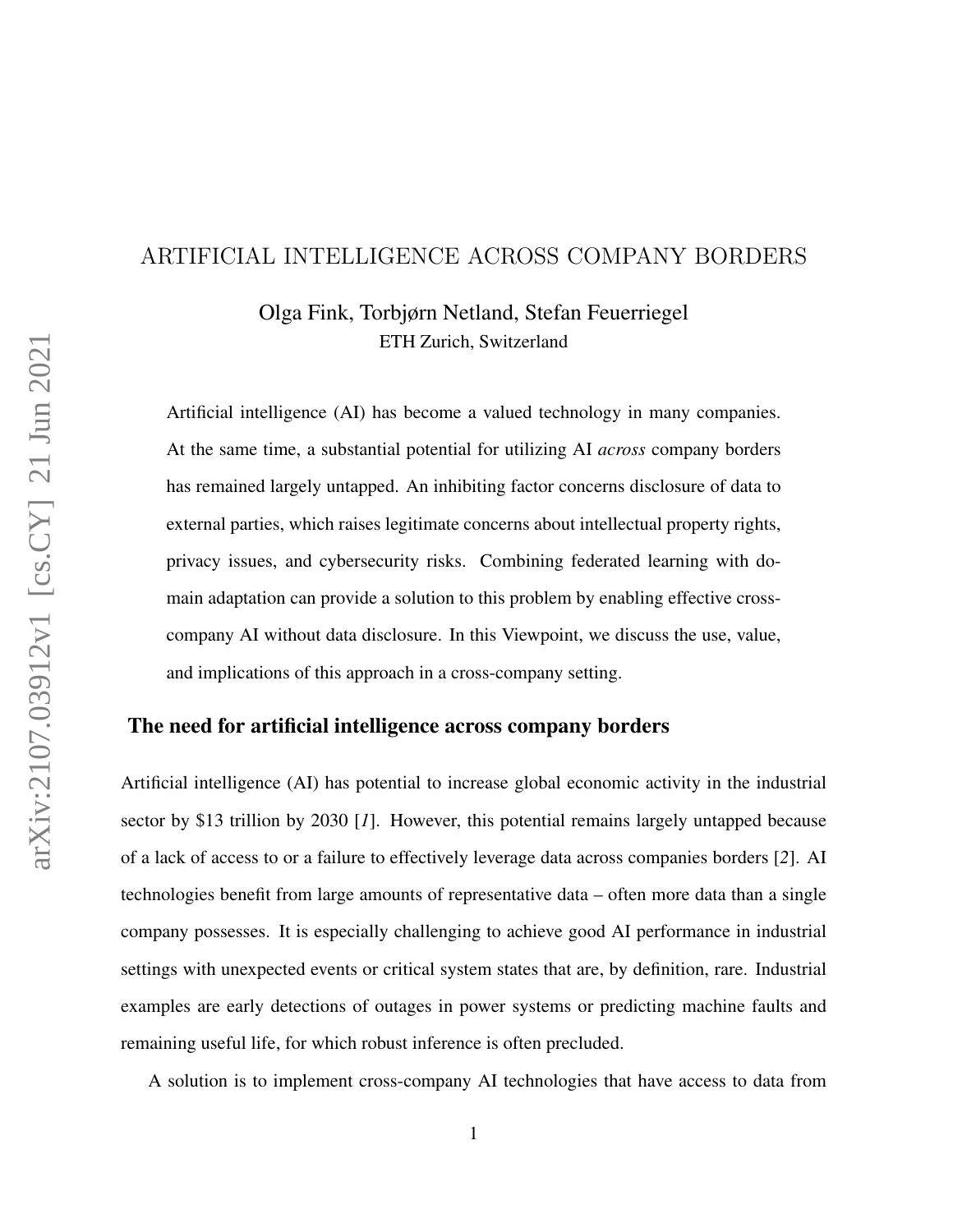# ARTIFICIAL INTELLIGENCE ACROSS COMPANY BORDERS

Olga Fink, Torbjørn Netland, Stefan Feuerriegel
ETH Zurich, Switzerland

Artificial intelligence (AI) has become a valued technology in many companies. At the same time, a substantial potential for utilizing AI *across* company borders has remained largely untapped. An inhibiting factor concerns disclosure of data to external parties, which raises legitimate concerns about intellectual property rights, privacy issues, and cybersecurity risks. Combining federated learning with domain adaptation can provide a solution to this problem by enabling effective cross-company AI without data disclosure. In this Viewpoint, we discuss the use, value, and implications of this approach in a cross-company setting.

## The need for artificial intelligence across company borders

Artificial intelligence (AI) has potential to increase global economic activity in the industrial sector by $13 trillion by 2030 [*1*]. However, this potential remains largely untapped because of a lack of access to or a failure to effectively leverage data across companies borders [*2*]. AI technologies benefit from large amounts of representative data – often more data than a single company possesses. It is especially challenging to achieve good AI performance in industrial settings with unexpected events or critical system states that are, by definition, rare. Industrial examples are early detections of outages in power systems or predicting machine faults and remaining useful life, for which robust inference is often precluded.

A solution is to implement cross-company AI technologies that have access to data from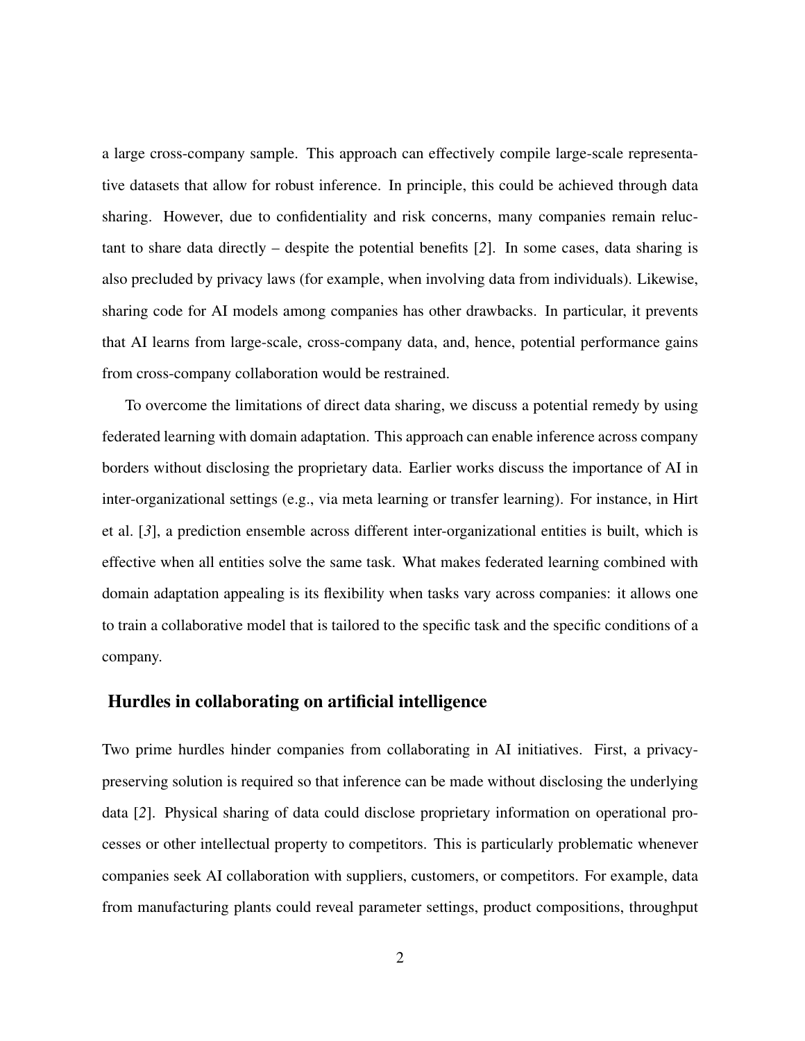a large cross-company sample. This approach can effectively compile large-scale representative datasets that allow for robust inference. In principle, this could be achieved through data sharing. However, due to confidentiality and risk concerns, many companies remain reluctant to share data directly – despite the potential benefits [*2*]. In some cases, data sharing is also precluded by privacy laws (for example, when involving data from individuals). Likewise, sharing code for AI models among companies has other drawbacks. In particular, it prevents that AI learns from large-scale, cross-company data, and, hence, potential performance gains from cross-company collaboration would be restrained.

To overcome the limitations of direct data sharing, we discuss a potential remedy by using federated learning with domain adaptation. This approach can enable inference across company borders without disclosing the proprietary data. Earlier works discuss the importance of AI in inter-organizational settings (e.g., via meta learning or transfer learning). For instance, in Hirt et al. [*3*], a prediction ensemble across different inter-organizational entities is built, which is effective when all entities solve the same task. What makes federated learning combined with domain adaptation appealing is its flexibility when tasks vary across companies: it allows one to train a collaborative model that is tailored to the specific task and the specific conditions of a company.

## Hurdles in collaborating on artificial intelligence

Two prime hurdles hinder companies from collaborating in AI initiatives. First, a privacy-preserving solution is required so that inference can be made without disclosing the underlying data [*2*]. Physical sharing of data could disclose proprietary information on operational processes or other intellectual property to competitors. This is particularly problematic whenever companies seek AI collaboration with suppliers, customers, or competitors. For example, data from manufacturing plants could reveal parameter settings, product compositions, throughput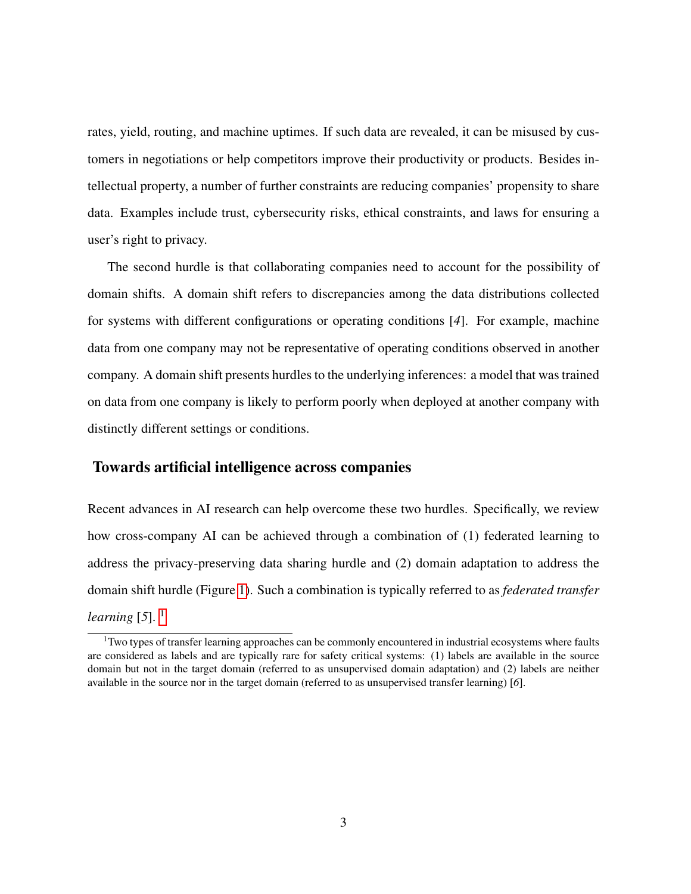rates, yield, routing, and machine uptimes. If such data are revealed, it can be misused by customers in negotiations or help competitors improve their productivity or products. Besides intellectual property, a number of further constraints are reducing companies' propensity to share data. Examples include trust, cybersecurity risks, ethical constraints, and laws for ensuring a user's right to privacy.

The second hurdle is that collaborating companies need to account for the possibility of domain shifts. A domain shift refers to discrepancies among the data distributions collected for systems with different configurations or operating conditions [*4*]. For example, machine data from one company may not be representative of operating conditions observed in another company. A domain shift presents hurdles to the underlying inferences: a model that was trained on data from one company is likely to perform poorly when deployed at another company with distinctly different settings or conditions.

## Towards artificial intelligence across companies

Recent advances in AI research can help overcome these two hurdles. Specifically, we review how cross-company AI can be achieved through a combination of (1) federated learning to address the privacy-preserving data sharing hurdle and (2) domain adaptation to address the domain shift hurdle (Figure 1). Such a combination is typically referred to as *federated transfer learning* [*5*]. [1]

[1] Two types of transfer learning approaches can be commonly encountered in industrial ecosystems where faults are considered as labels and are typically rare for safety critical systems: (1) labels are available in the source domain but not in the target domain (referred to as unsupervised domain adaptation) and (2) labels are neither available in the source nor in the target domain (referred to as unsupervised transfer learning) [*6*].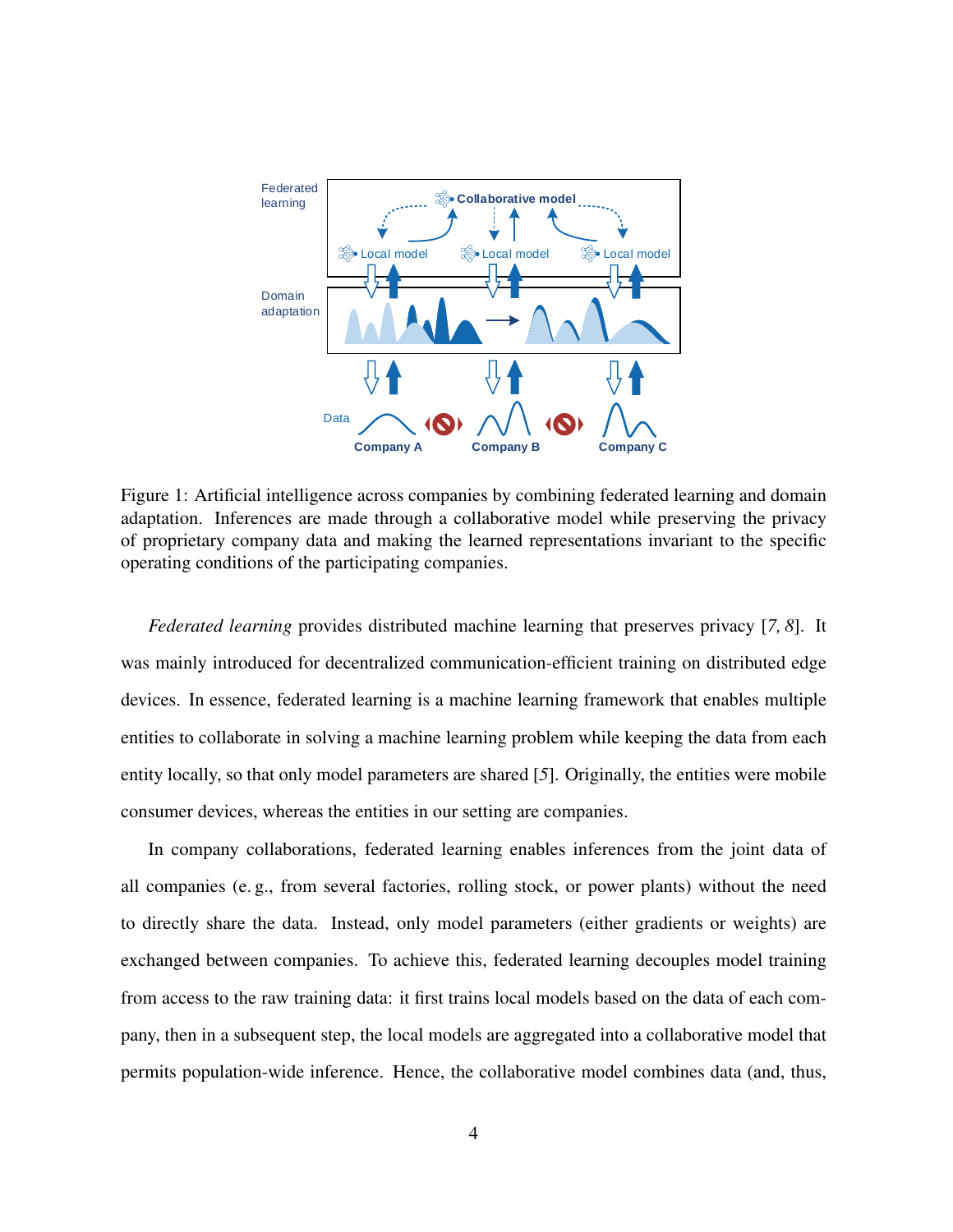Figure 1: Artificial intelligence across companies by combining federated learning and domain adaptation. Inferences are made through a collaborative model while preserving the privacy of proprietary company data and making the learned representations invariant to the specific operating conditions of the participating companies.

*Federated learning* provides distributed machine learning that preserves privacy [*7, 8*]. It was mainly introduced for decentralized communication-efficient training on distributed edge devices. In essence, federated learning is a machine learning framework that enables multiple entities to collaborate in solving a machine learning problem while keeping the data from each entity locally, so that only model parameters are shared [*5*]. Originally, the entities were mobile consumer devices, whereas the entities in our setting are companies.

In company collaborations, federated learning enables inferences from the joint data of all companies (e. g., from several factories, rolling stock, or power plants) without the need to directly share the data. Instead, only model parameters (either gradients or weights) are exchanged between companies. To achieve this, federated learning decouples model training from access to the raw training data: it first trains local models based on the data of each company, then in a subsequent step, the local models are aggregated into a collaborative model that permits population-wide inference. Hence, the collaborative model combines data (and, thus,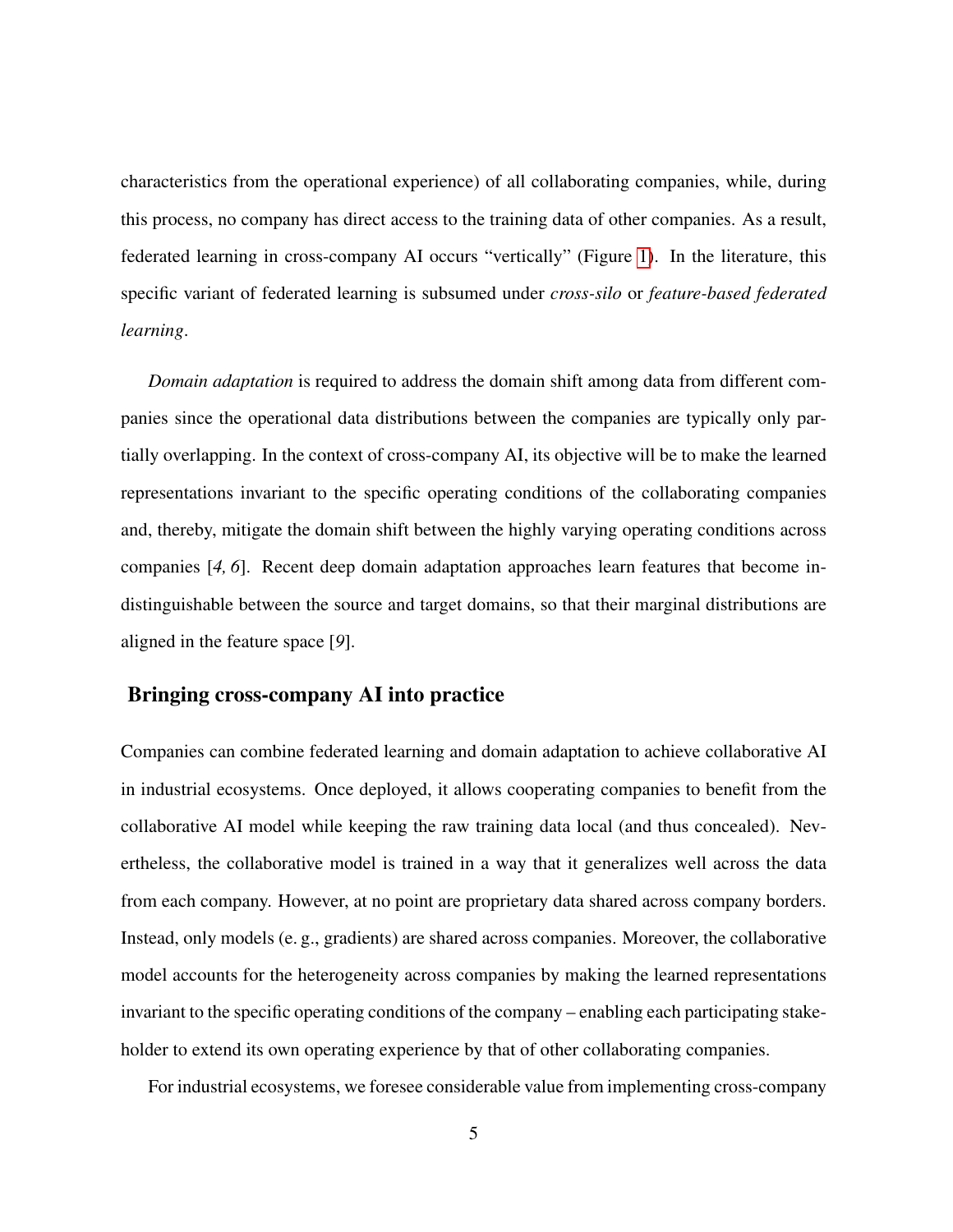characteristics from the operational experience) of all collaborating companies, while, during this process, no company has direct access to the training data of other companies. As a result, federated learning in cross-company AI occurs "vertically" (Figure 1). In the literature, this specific variant of federated learning is subsumed under *cross-silo* or *feature-based federated learning*.

*Domain adaptation* is required to address the domain shift among data from different companies since the operational data distributions between the companies are typically only partially overlapping. In the context of cross-company AI, its objective will be to make the learned representations invariant to the specific operating conditions of the collaborating companies and, thereby, mitigate the domain shift between the highly varying operating conditions across companies [*4, 6*]. Recent deep domain adaptation approaches learn features that become indistinguishable between the source and target domains, so that their marginal distributions are aligned in the feature space [*9*].

## Bringing cross-company AI into practice

Companies can combine federated learning and domain adaptation to achieve collaborative AI in industrial ecosystems. Once deployed, it allows cooperating companies to benefit from the collaborative AI model while keeping the raw training data local (and thus concealed). Nevertheless, the collaborative model is trained in a way that it generalizes well across the data from each company. However, at no point are proprietary data shared across company borders. Instead, only models (e. g., gradients) are shared across companies. Moreover, the collaborative model accounts for the heterogeneity across companies by making the learned representations invariant to the specific operating conditions of the company – enabling each participating stakeholder to extend its own operating experience by that of other collaborating companies.

For industrial ecosystems, we foresee considerable value from implementing cross-company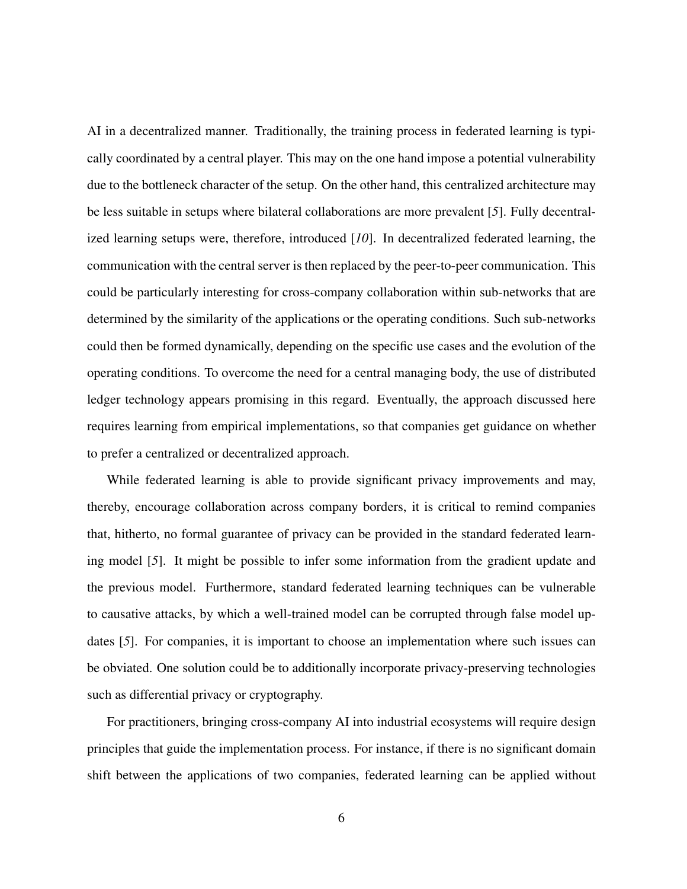AI in a decentralized manner. Traditionally, the training process in federated learning is typically coordinated by a central player. This may on the one hand impose a potential vulnerability due to the bottleneck character of the setup. On the other hand, this centralized architecture may be less suitable in setups where bilateral collaborations are more prevalent [*5*]. Fully decentralized learning setups were, therefore, introduced [*10*]. In decentralized federated learning, the communication with the central server is then replaced by the peer-to-peer communication. This could be particularly interesting for cross-company collaboration within sub-networks that are determined by the similarity of the applications or the operating conditions. Such sub-networks could then be formed dynamically, depending on the specific use cases and the evolution of the operating conditions. To overcome the need for a central managing body, the use of distributed ledger technology appears promising in this regard. Eventually, the approach discussed here requires learning from empirical implementations, so that companies get guidance on whether to prefer a centralized or decentralized approach.

While federated learning is able to provide significant privacy improvements and may, thereby, encourage collaboration across company borders, it is critical to remind companies that, hitherto, no formal guarantee of privacy can be provided in the standard federated learning model [*5*]. It might be possible to infer some information from the gradient update and the previous model. Furthermore, standard federated learning techniques can be vulnerable to causative attacks, by which a well-trained model can be corrupted through false model updates [*5*]. For companies, it is important to choose an implementation where such issues can be obviated. One solution could be to additionally incorporate privacy-preserving technologies such as differential privacy or cryptography.

For practitioners, bringing cross-company AI into industrial ecosystems will require design principles that guide the implementation process. For instance, if there is no significant domain shift between the applications of two companies, federated learning can be applied without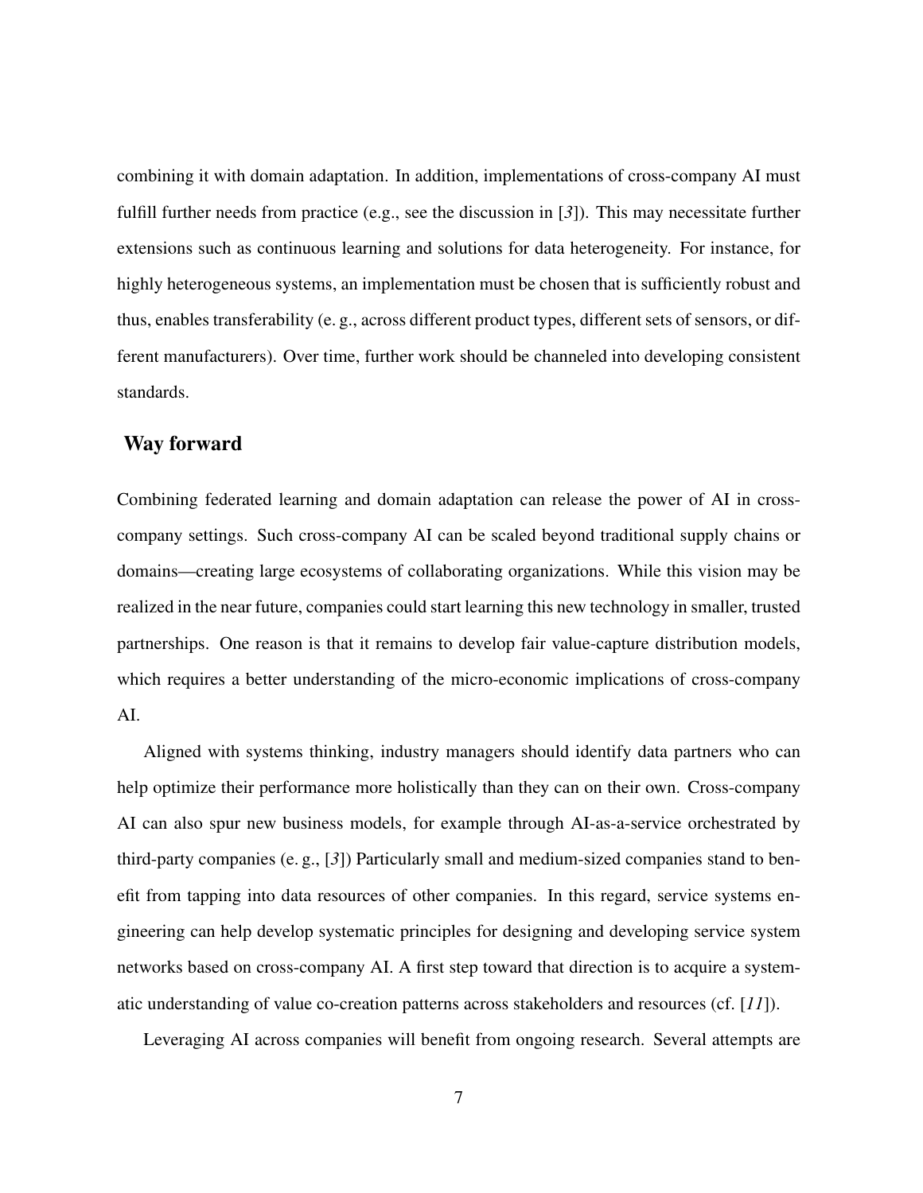combining it with domain adaptation. In addition, implementations of cross-company AI must fulfill further needs from practice (e.g., see the discussion in [*3*]). This may necessitate further extensions such as continuous learning and solutions for data heterogeneity. For instance, for highly heterogeneous systems, an implementation must be chosen that is sufficiently robust and thus, enables transferability (e. g., across different product types, different sets of sensors, or different manufacturers). Over time, further work should be channeled into developing consistent standards.

## Way forward

Combining federated learning and domain adaptation can release the power of AI in cross-company settings. Such cross-company AI can be scaled beyond traditional supply chains or domains—creating large ecosystems of collaborating organizations. While this vision may be realized in the near future, companies could start learning this new technology in smaller, trusted partnerships. One reason is that it remains to develop fair value-capture distribution models, which requires a better understanding of the micro-economic implications of cross-company AI.

Aligned with systems thinking, industry managers should identify data partners who can help optimize their performance more holistically than they can on their own. Cross-company AI can also spur new business models, for example through AI-as-a-service orchestrated by third-party companies (e. g., [*3*]) Particularly small and medium-sized companies stand to benefit from tapping into data resources of other companies. In this regard, service systems engineering can help develop systematic principles for designing and developing service system networks based on cross-company AI. A first step toward that direction is to acquire a systematic understanding of value co-creation patterns across stakeholders and resources (cf. [*11*]).

Leveraging AI across companies will benefit from ongoing research. Several attempts are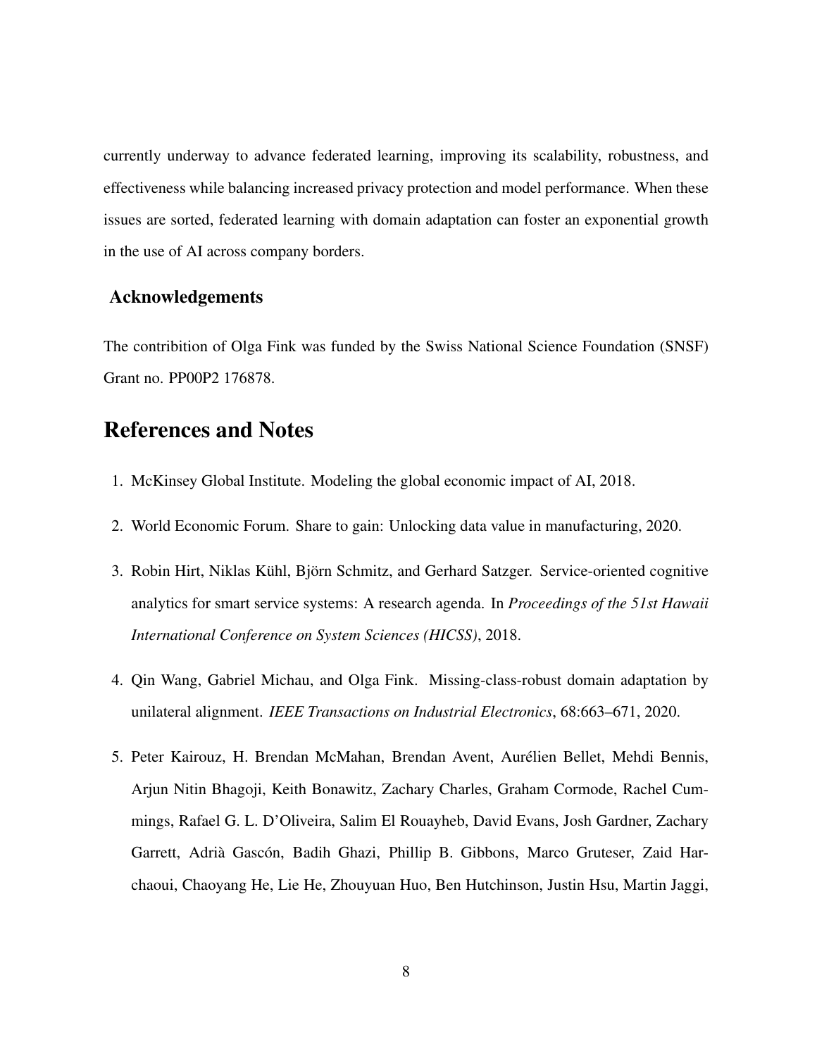currently underway to advance federated learning, improving its scalability, robustness, and effectiveness while balancing increased privacy protection and model performance. When these issues are sorted, federated learning with domain adaptation can foster an exponential growth in the use of AI across company borders.

### Acknowledgements

The contribition of Olga Fink was funded by the Swiss National Science Foundation (SNSF) Grant no. PP00P2 176878.

## References and Notes

1. McKinsey Global Institute. Modeling the global economic impact of AI, 2018.

2. World Economic Forum. Share to gain: Unlocking data value in manufacturing, 2020.

3. Robin Hirt, Niklas Kühl, Björn Schmitz, and Gerhard Satzger. Service-oriented cognitive analytics for smart service systems: A research agenda. In *Proceedings of the 51st Hawaii International Conference on System Sciences (HICSS)*, 2018.

4. Qin Wang, Gabriel Michau, and Olga Fink. Missing-class-robust domain adaptation by unilateral alignment. *IEEE Transactions on Industrial Electronics*, 68:663–671, 2020.

5. Peter Kairouz, H. Brendan McMahan, Brendan Avent, Aurélien Bellet, Mehdi Bennis, Arjun Nitin Bhagoji, Keith Bonawitz, Zachary Charles, Graham Cormode, Rachel Cummings, Rafael G. L. D'Oliveira, Salim El Rouayheb, David Evans, Josh Gardner, Zachary Garrett, Adrià Gascón, Badih Ghazi, Phillip B. Gibbons, Marco Gruteser, Zaid Harchaoui, Chaoyang He, Lie He, Zhouyuan Huo, Ben Hutchinson, Justin Hsu, Martin Jaggi,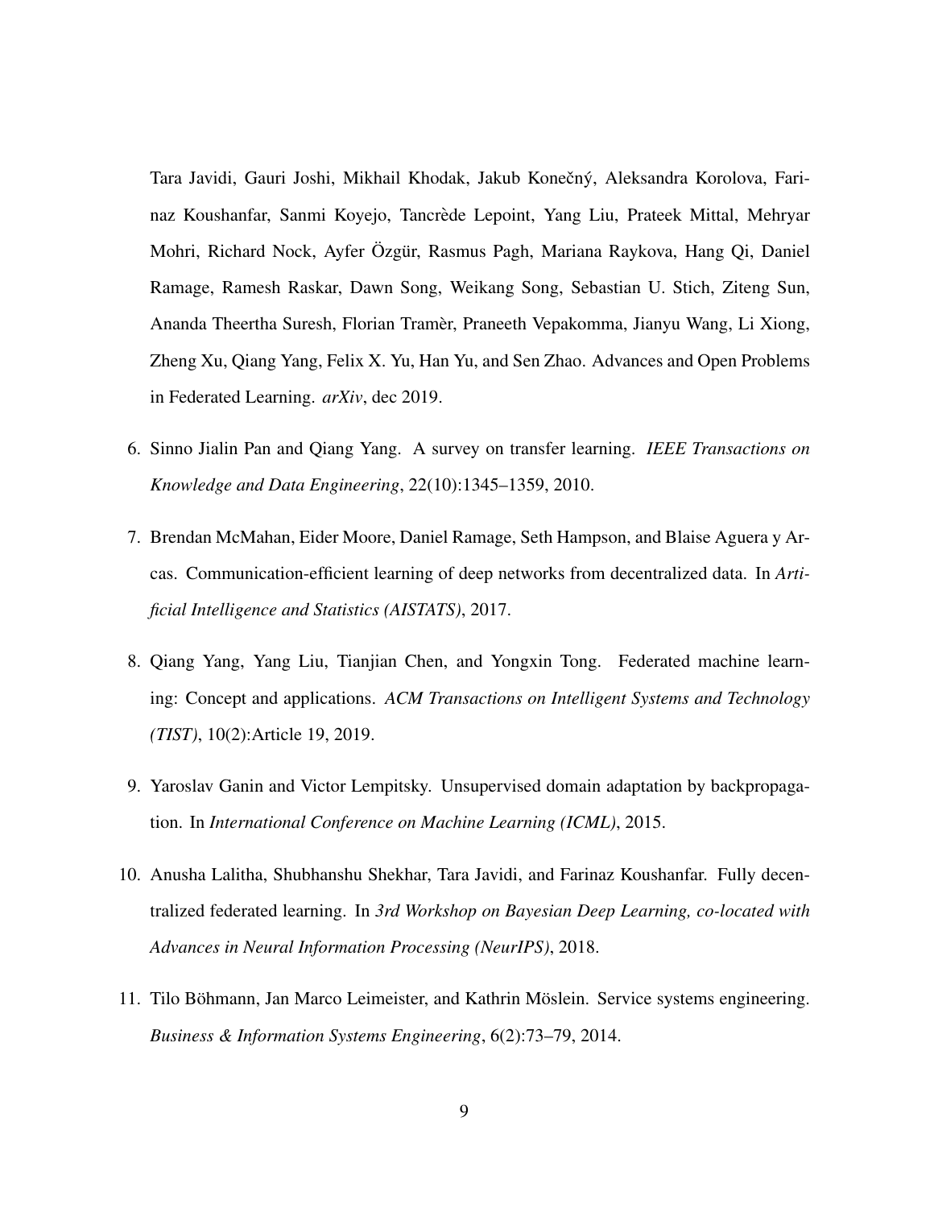Tara Javidi, Gauri Joshi, Mikhail Khodak, Jakub Konečný, Aleksandra Korolova, Farinaz Koushanfar, Sanmi Koyejo, Tancrède Lepoint, Yang Liu, Prateek Mittal, Mehryar Mohri, Richard Nock, Ayfer Özgür, Rasmus Pagh, Mariana Raykova, Hang Qi, Daniel Ramage, Ramesh Raskar, Dawn Song, Weikang Song, Sebastian U. Stich, Ziteng Sun, Ananda Theertha Suresh, Florian Tramèr, Praneeth Vepakomma, Jianyu Wang, Li Xiong, Zheng Xu, Qiang Yang, Felix X. Yu, Han Yu, and Sen Zhao. Advances and Open Problems in Federated Learning. *arXiv*, dec 2019.

6. Sinno Jialin Pan and Qiang Yang. A survey on transfer learning. *IEEE Transactions on Knowledge and Data Engineering*, 22(10):1345–1359, 2010.

7. Brendan McMahan, Eider Moore, Daniel Ramage, Seth Hampson, and Blaise Aguera y Arcas. Communication-efficient learning of deep networks from decentralized data. In *Artificial Intelligence and Statistics (AISTATS)*, 2017.

8. Qiang Yang, Yang Liu, Tianjian Chen, and Yongxin Tong. Federated machine learning: Concept and applications. *ACM Transactions on Intelligent Systems and Technology (TIST)*, 10(2):Article 19, 2019.

9. Yaroslav Ganin and Victor Lempitsky. Unsupervised domain adaptation by backpropagation. In *International Conference on Machine Learning (ICML)*, 2015.

10. Anusha Lalitha, Shubhanshu Shekhar, Tara Javidi, and Farinaz Koushanfar. Fully decentralized federated learning. In *3rd Workshop on Bayesian Deep Learning, co-located with Advances in Neural Information Processing (NeurIPS)*, 2018.

11. Tilo Böhmann, Jan Marco Leimeister, and Kathrin Möslein. Service systems engineering. *Business & Information Systems Engineering*, 6(2):73–79, 2014.